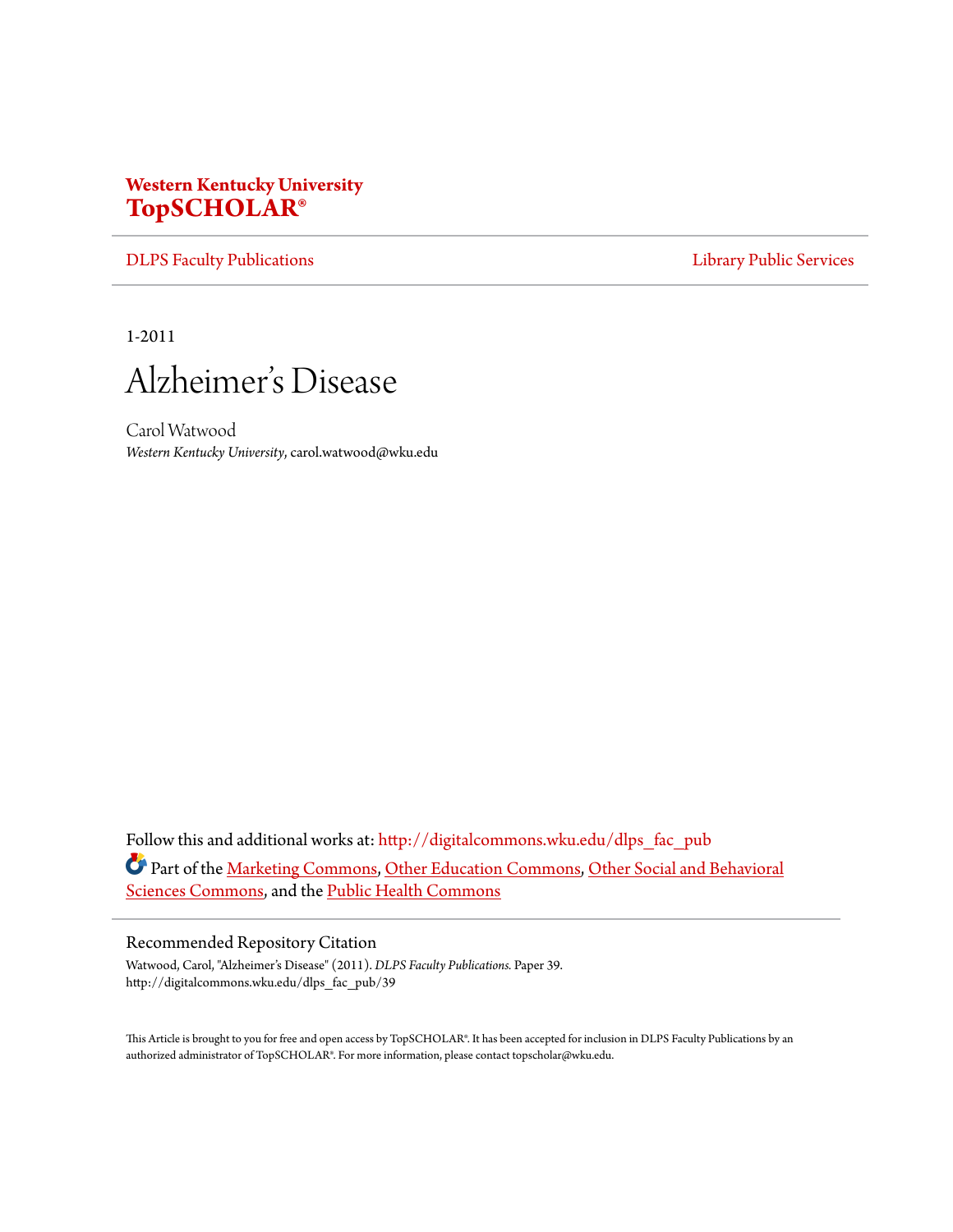**Western Kentucky University**
**TopSCHOLAR®**

DLPS Faculty Publications | Library Public Services

1-2011

# Alzheimer's Disease

Carol Watwood
*Western Kentucky University*, carol.watwood@wku.edu

Follow this and additional works at: http://digitalcommons.wku.edu/dlps_fac_pub

Part of the Marketing Commons, Other Education Commons, Other Social and Behavioral Sciences Commons, and the Public Health Commons

## Recommended Repository Citation

Watwood, Carol, "Alzheimer's Disease" (2011). *DLPS Faculty Publications.* Paper 39.
http://digitalcommons.wku.edu/dlps_fac_pub/39

This Article is brought to you for free and open access by TopSCHOLAR®. It has been accepted for inclusion in DLPS Faculty Publications by an authorized administrator of TopSCHOLAR®. For more information, please contact topscholar@wku.edu.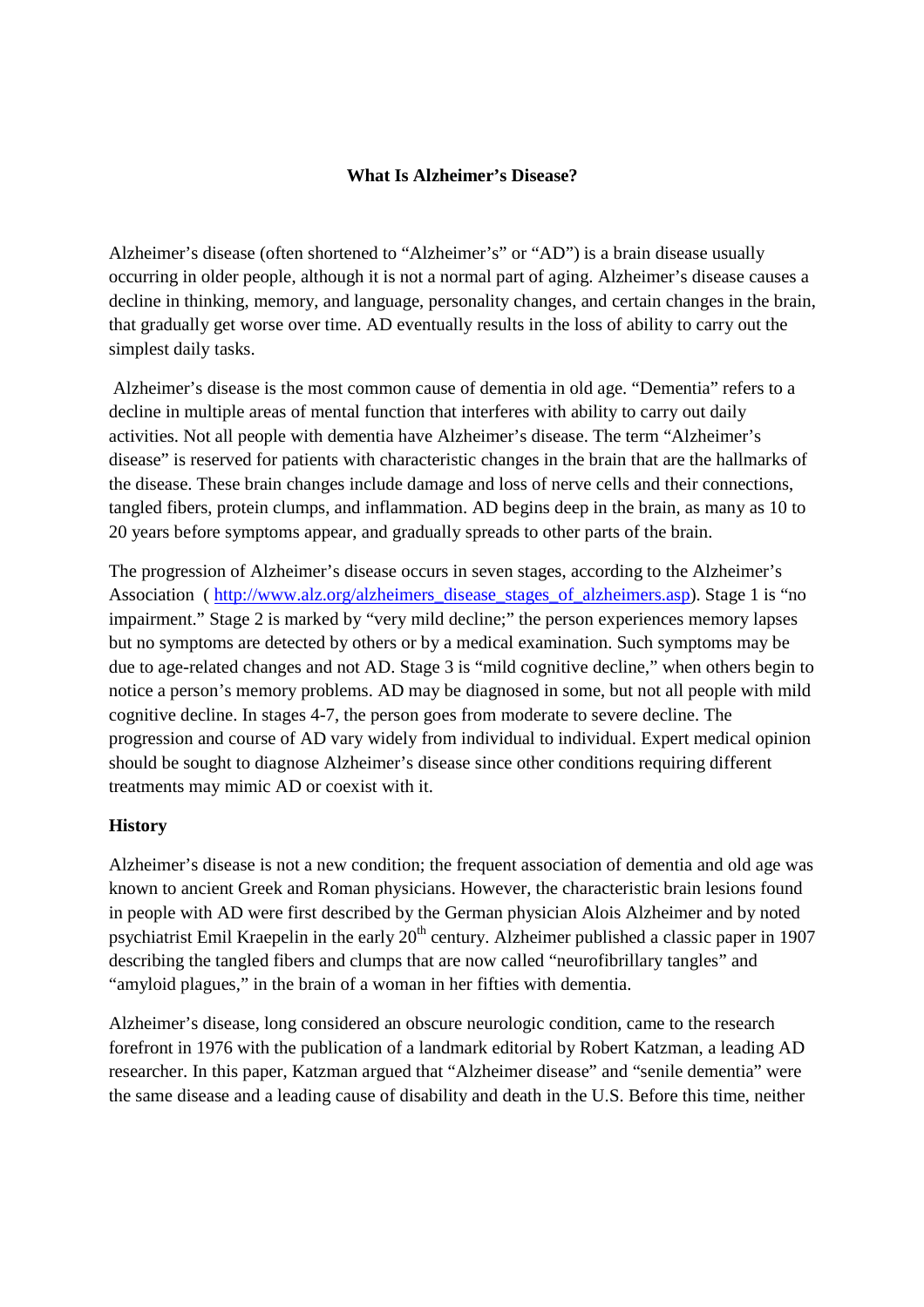## What Is Alzheimer's Disease?

Alzheimer's disease (often shortened to "Alzheimer's" or "AD") is a brain disease usually occurring in older people, although it is not a normal part of aging. Alzheimer's disease causes a decline in thinking, memory, and language, personality changes, and certain changes in the brain, that gradually get worse over time. AD eventually results in the loss of ability to carry out the simplest daily tasks.

Alzheimer's disease is the most common cause of dementia in old age. "Dementia" refers to a decline in multiple areas of mental function that interferes with ability to carry out daily activities. Not all people with dementia have Alzheimer's disease. The term "Alzheimer's disease" is reserved for patients with characteristic changes in the brain that are the hallmarks of the disease. These brain changes include damage and loss of nerve cells and their connections, tangled fibers, protein clumps, and inflammation. AD begins deep in the brain, as many as 10 to 20 years before symptoms appear, and gradually spreads to other parts of the brain.

The progression of Alzheimer's disease occurs in seven stages, according to the Alzheimer's Association ( http://www.alz.org/alzheimers_disease_stages_of_alzheimers.asp). Stage 1 is "no impairment." Stage 2 is marked by "very mild decline;" the person experiences memory lapses but no symptoms are detected by others or by a medical examination. Such symptoms may be due to age-related changes and not AD. Stage 3 is "mild cognitive decline," when others begin to notice a person's memory problems. AD may be diagnosed in some, but not all people with mild cognitive decline. In stages 4-7, the person goes from moderate to severe decline. The progression and course of AD vary widely from individual to individual. Expert medical opinion should be sought to diagnose Alzheimer's disease since other conditions requiring different treatments may mimic AD or coexist with it.

### History

Alzheimer's disease is not a new condition; the frequent association of dementia and old age was known to ancient Greek and Roman physicians. However, the characteristic brain lesions found in people with AD were first described by the German physician Alois Alzheimer and by noted psychiatrist Emil Kraepelin in the early 20th century. Alzheimer published a classic paper in 1907 describing the tangled fibers and clumps that are now called "neurofibrillary tangles" and "amyloid plagues," in the brain of a woman in her fifties with dementia.

Alzheimer's disease, long considered an obscure neurologic condition, came to the research forefront in 1976 with the publication of a landmark editorial by Robert Katzman, a leading AD researcher. In this paper, Katzman argued that "Alzheimer disease" and "senile dementia" were the same disease and a leading cause of disability and death in the U.S. Before this time, neither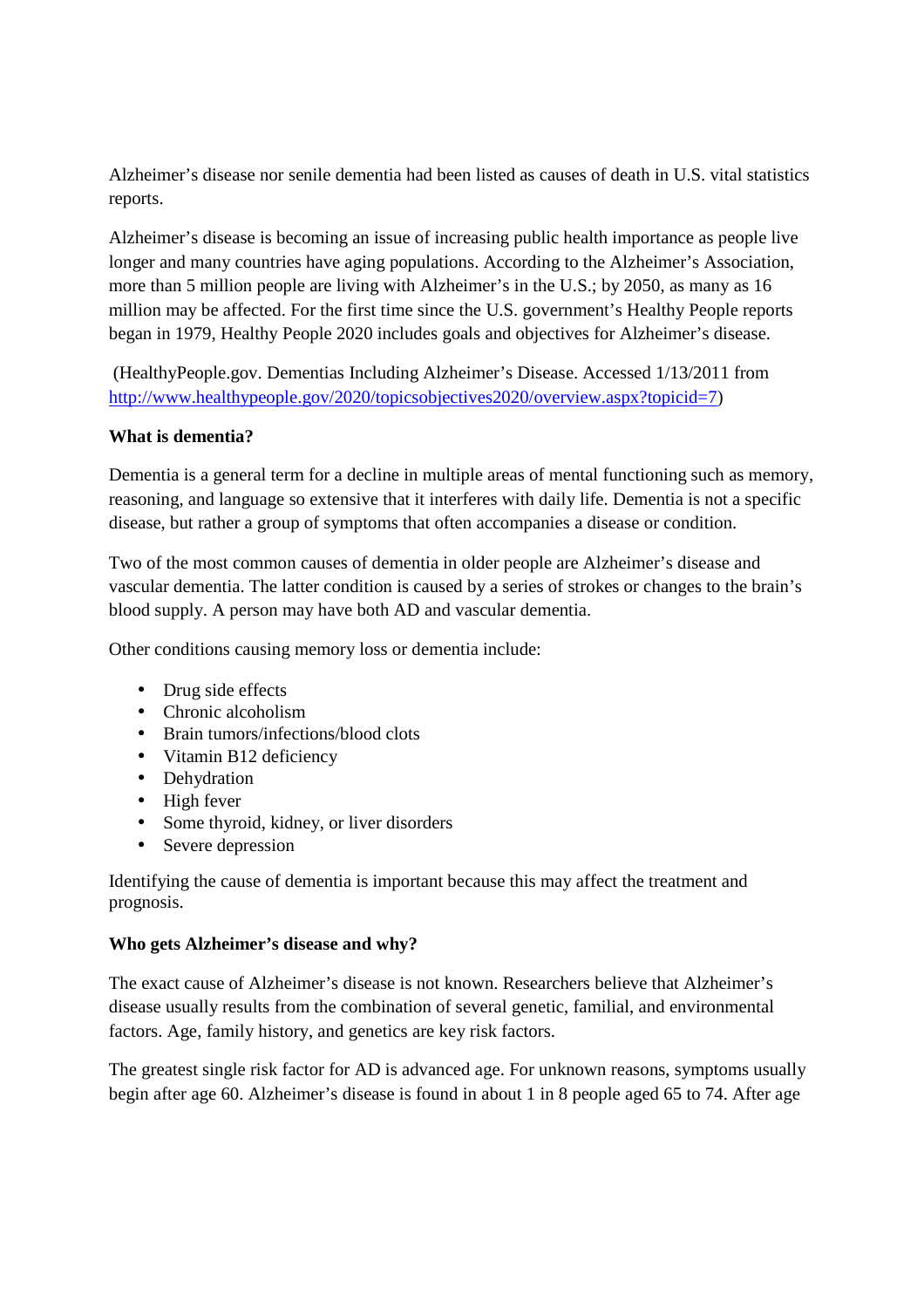Alzheimer's disease nor senile dementia had been listed as causes of death in U.S. vital statistics reports.

Alzheimer's disease is becoming an issue of increasing public health importance as people live longer and many countries have aging populations. According to the Alzheimer's Association, more than 5 million people are living with Alzheimer's in the U.S.; by 2050, as many as 16 million may be affected. For the first time since the U.S. government's Healthy People reports began in 1979, Healthy People 2020 includes goals and objectives for Alzheimer's disease.

(HealthyPeople.gov. Dementias Including Alzheimer's Disease. Accessed 1/13/2011 from http://www.healthypeople.gov/2020/topicsobjectives2020/overview.aspx?topicid=7)

**What is dementia?**

Dementia is a general term for a decline in multiple areas of mental functioning such as memory, reasoning, and language so extensive that it interferes with daily life. Dementia is not a specific disease, but rather a group of symptoms that often accompanies a disease or condition.

Two of the most common causes of dementia in older people are Alzheimer's disease and vascular dementia. The latter condition is caused by a series of strokes or changes to the brain's blood supply. A person may have both AD and vascular dementia.

Other conditions causing memory loss or dementia include:

- Drug side effects
- Chronic alcoholism
- Brain tumors/infections/blood clots
- Vitamin B12 deficiency
- Dehydration
- High fever
- Some thyroid, kidney, or liver disorders
- Severe depression

Identifying the cause of dementia is important because this may affect the treatment and prognosis.

**Who gets Alzheimer's disease and why?**

The exact cause of Alzheimer's disease is not known. Researchers believe that Alzheimer's disease usually results from the combination of several genetic, familial, and environmental factors. Age, family history, and genetics are key risk factors.

The greatest single risk factor for AD is advanced age. For unknown reasons, symptoms usually begin after age 60. Alzheimer's disease is found in about 1 in 8 people aged 65 to 74. After age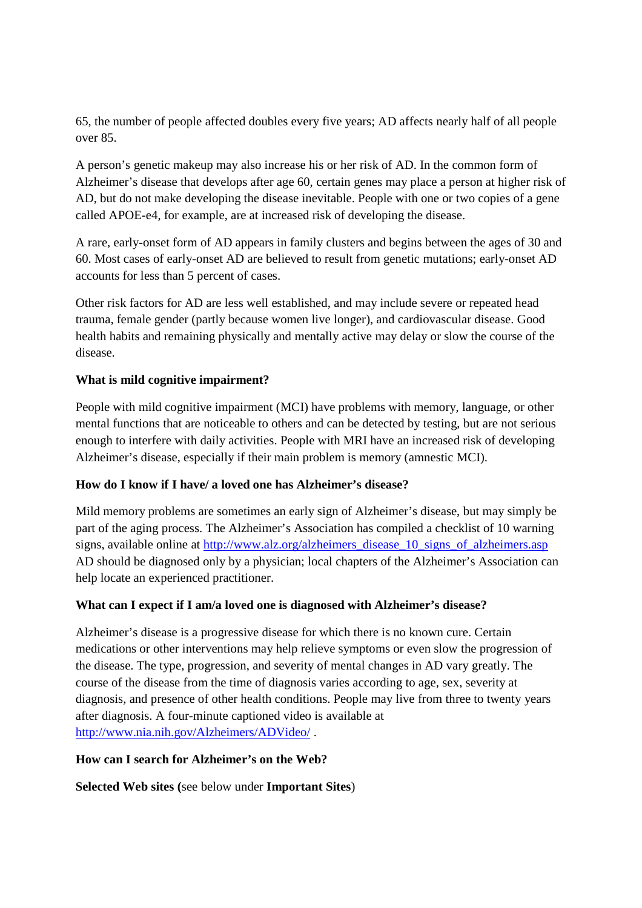65, the number of people affected doubles every five years; AD affects nearly half of all people over 85.

A person's genetic makeup may also increase his or her risk of AD. In the common form of Alzheimer's disease that develops after age 60, certain genes may place a person at higher risk of AD, but do not make developing the disease inevitable. People with one or two copies of a gene called APOE-e4, for example, are at increased risk of developing the disease.

A rare, early-onset form of AD appears in family clusters and begins between the ages of 30 and 60. Most cases of early-onset AD are believed to result from genetic mutations; early-onset AD accounts for less than 5 percent of cases.

Other risk factors for AD are less well established, and may include severe or repeated head trauma, female gender (partly because women live longer), and cardiovascular disease. Good health habits and remaining physically and mentally active may delay or slow the course of the disease.

**What is mild cognitive impairment?**

People with mild cognitive impairment (MCI) have problems with memory, language, or other mental functions that are noticeable to others and can be detected by testing, but are not serious enough to interfere with daily activities. People with MRI have an increased risk of developing Alzheimer's disease, especially if their main problem is memory (amnestic MCI).

**How do I know if I have/ a loved one has Alzheimer's disease?**

Mild memory problems are sometimes an early sign of Alzheimer's disease, but may simply be part of the aging process. The Alzheimer's Association has compiled a checklist of 10 warning signs, available online at http://www.alz.org/alzheimers_disease_10_signs_of_alzheimers.asp AD should be diagnosed only by a physician; local chapters of the Alzheimer's Association can help locate an experienced practitioner.

**What can I expect if I am/a loved one is diagnosed with Alzheimer's disease?**

Alzheimer's disease is a progressive disease for which there is no known cure. Certain medications or other interventions may help relieve symptoms or even slow the progression of the disease. The type, progression, and severity of mental changes in AD vary greatly. The course of the disease from the time of diagnosis varies according to age, sex, severity at diagnosis, and presence of other health conditions. People may live from three to twenty years after diagnosis. A four-minute captioned video is available at http://www.nia.nih.gov/Alzheimers/ADVideo/ .

**How can I search for Alzheimer's on the Web?**

**Selected Web sites (**see below under **Important Sites**)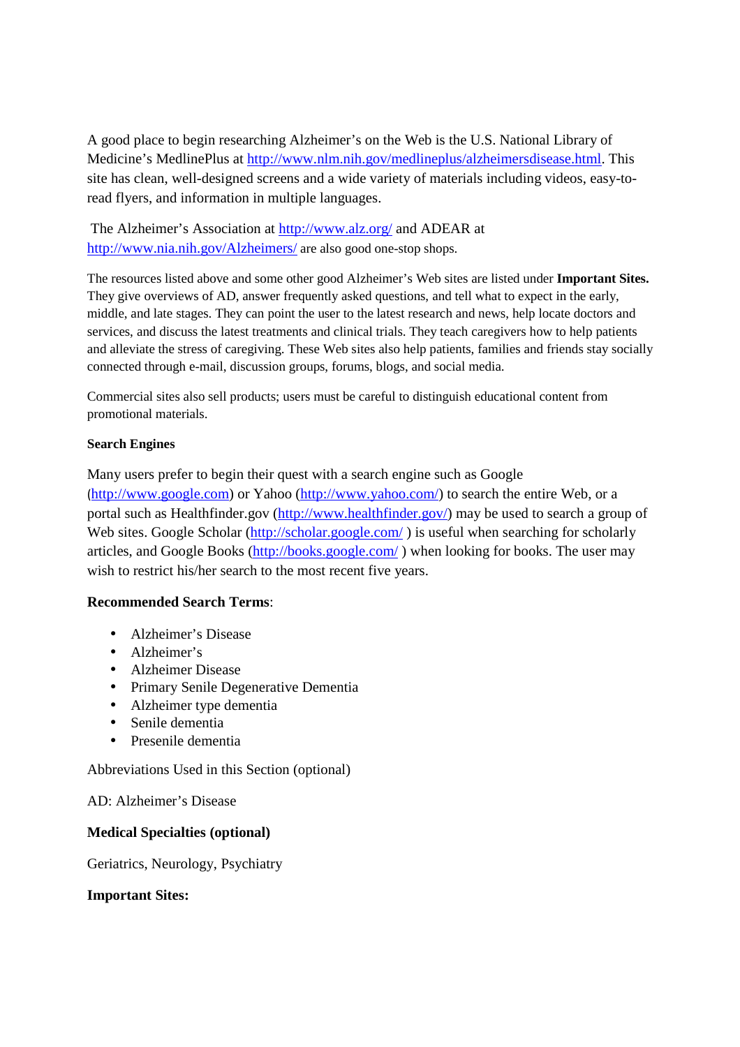A good place to begin researching Alzheimer's on the Web is the U.S. National Library of Medicine's MedlinePlus at http://www.nlm.nih.gov/medlineplus/alzheimersdisease.html. This site has clean, well-designed screens and a wide variety of materials including videos, easy-to-read flyers, and information in multiple languages.

The Alzheimer's Association at http://www.alz.org/ and ADEAR at http://www.nia.nih.gov/Alzheimers/ are also good one-stop shops.

The resources listed above and some other good Alzheimer's Web sites are listed under **Important Sites.** They give overviews of AD, answer frequently asked questions, and tell what to expect in the early, middle, and late stages. They can point the user to the latest research and news, help locate doctors and services, and discuss the latest treatments and clinical trials. They teach caregivers how to help patients and alleviate the stress of caregiving. These Web sites also help patients, families and friends stay socially connected through e-mail, discussion groups, forums, blogs, and social media.

Commercial sites also sell products; users must be careful to distinguish educational content from promotional materials.

**Search Engines**

Many users prefer to begin their quest with a search engine such as Google (http://www.google.com) or Yahoo (http://www.yahoo.com/) to search the entire Web, or a portal such as Healthfinder.gov (http://www.healthfinder.gov/) may be used to search a group of Web sites. Google Scholar (http://scholar.google.com/ ) is useful when searching for scholarly articles, and Google Books (http://books.google.com/ ) when looking for books. The user may wish to restrict his/her search to the most recent five years.

**Recommended Search Terms**:

- Alzheimer's Disease
- Alzheimer's
- Alzheimer Disease
- Primary Senile Degenerative Dementia
- Alzheimer type dementia
- Senile dementia
- Presenile dementia

Abbreviations Used in this Section (optional)

AD: Alzheimer's Disease

**Medical Specialties (optional)**

Geriatrics, Neurology, Psychiatry

**Important Sites:**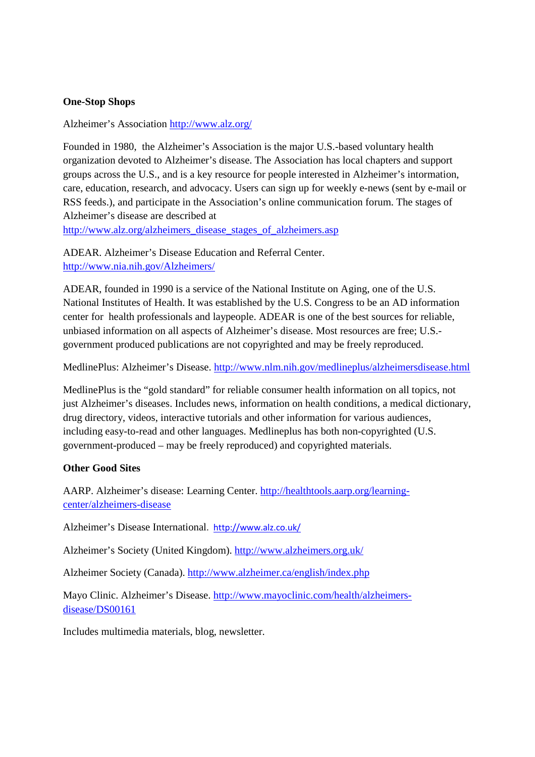**One-Stop Shops**

Alzheimer's Association http://www.alz.org/

Founded in 1980,  the Alzheimer's Association is the major U.S.-based voluntary health organization devoted to Alzheimer's disease. The Association has local chapters and support groups across the U.S., and is a key resource for people interested in Alzheimer's information, care, education, research, and advocacy. Users can sign up for weekly e-news (sent by e-mail or RSS feeds.), and participate in the Association's online communication forum. The stages of Alzheimer's disease are described at http://www.alz.org/alzheimers_disease_stages_of_alzheimers.asp

ADEAR. Alzheimer's Disease Education and Referral Center. http://www.nia.nih.gov/Alzheimers/

ADEAR, founded in 1990 is a service of the National Institute on Aging, one of the U.S. National Institutes of Health. It was established by the U.S. Congress to be an AD information center for  health professionals and laypeople. ADEAR is one of the best sources for reliable, unbiased information on all aspects of Alzheimer's disease. Most resources are free; U.S.-government produced publications are not copyrighted and may be freely reproduced.

MedlinePlus: Alzheimer's Disease. http://www.nlm.nih.gov/medlineplus/alzheimersdisease.html

MedlinePlus is the "gold standard" for reliable consumer health information on all topics, not just Alzheimer's diseases. Includes news, information on health conditions, a medical dictionary, drug directory, videos, interactive tutorials and other information for various audiences, including easy-to-read and other languages. Medlineplus has both non-copyrighted (U.S. government-produced – may be freely reproduced) and copyrighted materials.

**Other Good Sites**

AARP. Alzheimer's disease: Learning Center. http://healthtools.aarp.org/learning-center/alzheimers-disease

Alzheimer's Disease International. http://www.alz.co.uk/

Alzheimer's Society (United Kingdom). http://www.alzheimers.org.uk/

Alzheimer Society (Canada). http://www.alzheimer.ca/english/index.php

Mayo Clinic. Alzheimer's Disease. http://www.mayoclinic.com/health/alzheimers-disease/DS00161

Includes multimedia materials, blog, newsletter.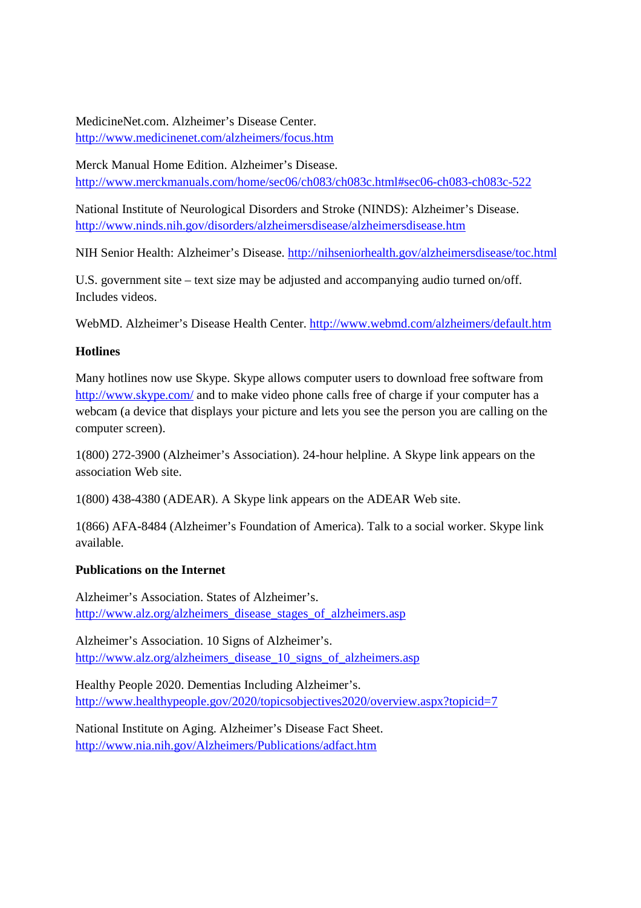MedicineNet.com. Alzheimer's Disease Center.
http://www.medicinenet.com/alzheimers/focus.htm

Merck Manual Home Edition. Alzheimer's Disease.
http://www.merckmanuals.com/home/sec06/ch083/ch083c.html#sec06-ch083-ch083c-522

National Institute of Neurological Disorders and Stroke (NINDS): Alzheimer's Disease.
http://www.ninds.nih.gov/disorders/alzheimersdisease/alzheimersdisease.htm

NIH Senior Health: Alzheimer's Disease. http://nihseniorhealth.gov/alzheimersdisease/toc.html

U.S. government site – text size may be adjusted and accompanying audio turned on/off. Includes videos.

WebMD. Alzheimer's Disease Health Center. http://www.webmd.com/alzheimers/default.htm

**Hotlines**

Many hotlines now use Skype. Skype allows computer users to download free software from http://www.skype.com/ and to make video phone calls free of charge if your computer has a webcam (a device that displays your picture and lets you see the person you are calling on the computer screen).

1(800) 272-3900 (Alzheimer's Association). 24-hour helpline. A Skype link appears on the association Web site.

1(800) 438-4380 (ADEAR). A Skype link appears on the ADEAR Web site.

1(866) AFA-8484 (Alzheimer's Foundation of America). Talk to a social worker. Skype link available.

**Publications on the Internet**

Alzheimer's Association. States of Alzheimer's.
http://www.alz.org/alzheimers_disease_stages_of_alzheimers.asp

Alzheimer's Association. 10 Signs of Alzheimer's.
http://www.alz.org/alzheimers_disease_10_signs_of_alzheimers.asp

Healthy People 2020. Dementias Including Alzheimer's.
http://www.healthypeople.gov/2020/topicsobjectives2020/overview.aspx?topicid=7

National Institute on Aging. Alzheimer's Disease Fact Sheet.
http://www.nia.nih.gov/Alzheimers/Publications/adfact.htm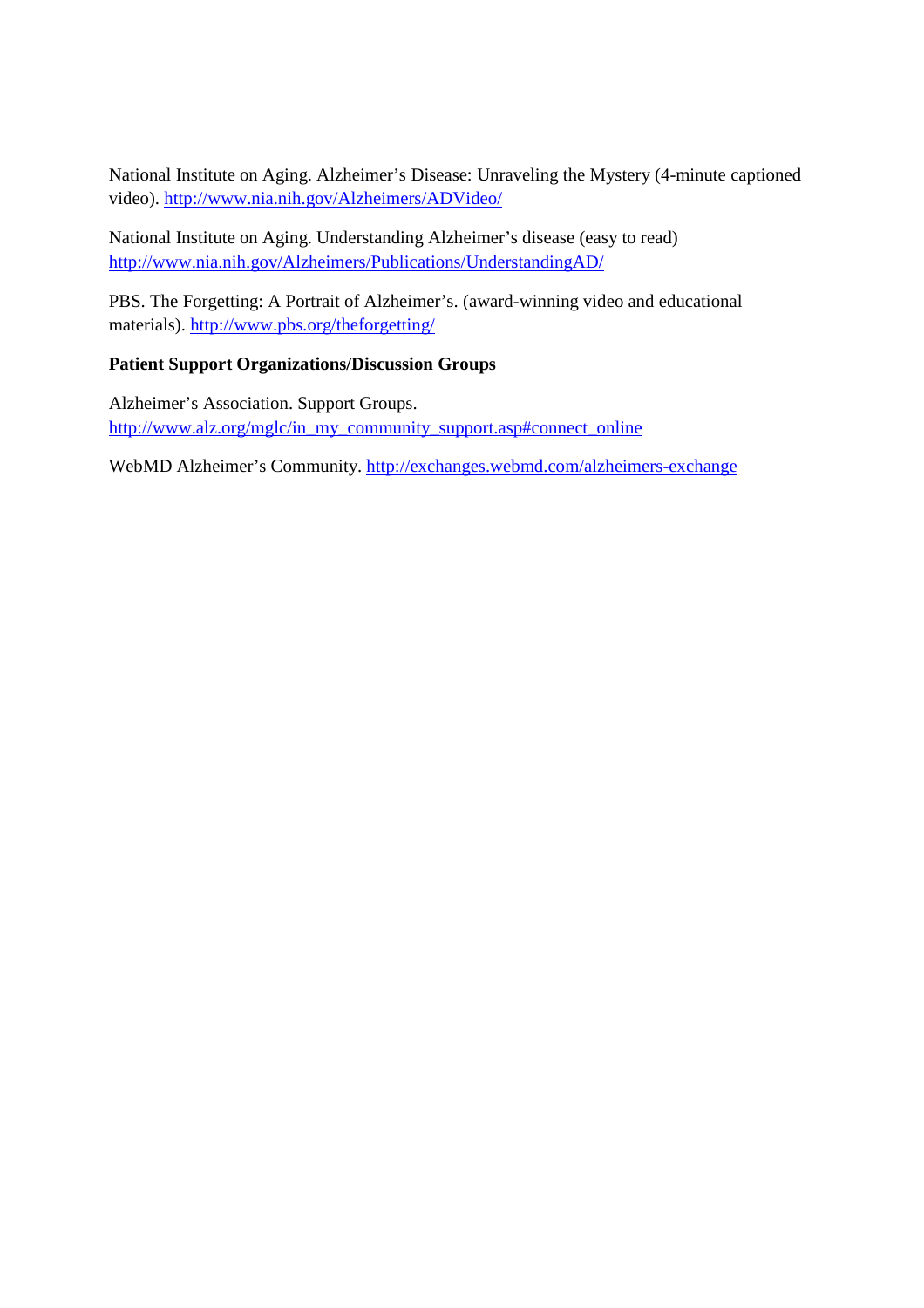National Institute on Aging. Alzheimer's Disease: Unraveling the Mystery (4-minute captioned video). http://www.nia.nih.gov/Alzheimers/ADVideo/

National Institute on Aging. Understanding Alzheimer's disease (easy to read) http://www.nia.nih.gov/Alzheimers/Publications/UnderstandingAD/

PBS. The Forgetting: A Portrait of Alzheimer's. (award-winning video and educational materials). http://www.pbs.org/theforgetting/

**Patient Support Organizations/Discussion Groups**

Alzheimer's Association. Support Groups. http://www.alz.org/mglc/in_my_community_support.asp#connect_online

WebMD Alzheimer's Community. http://exchanges.webmd.com/alzheimers-exchange